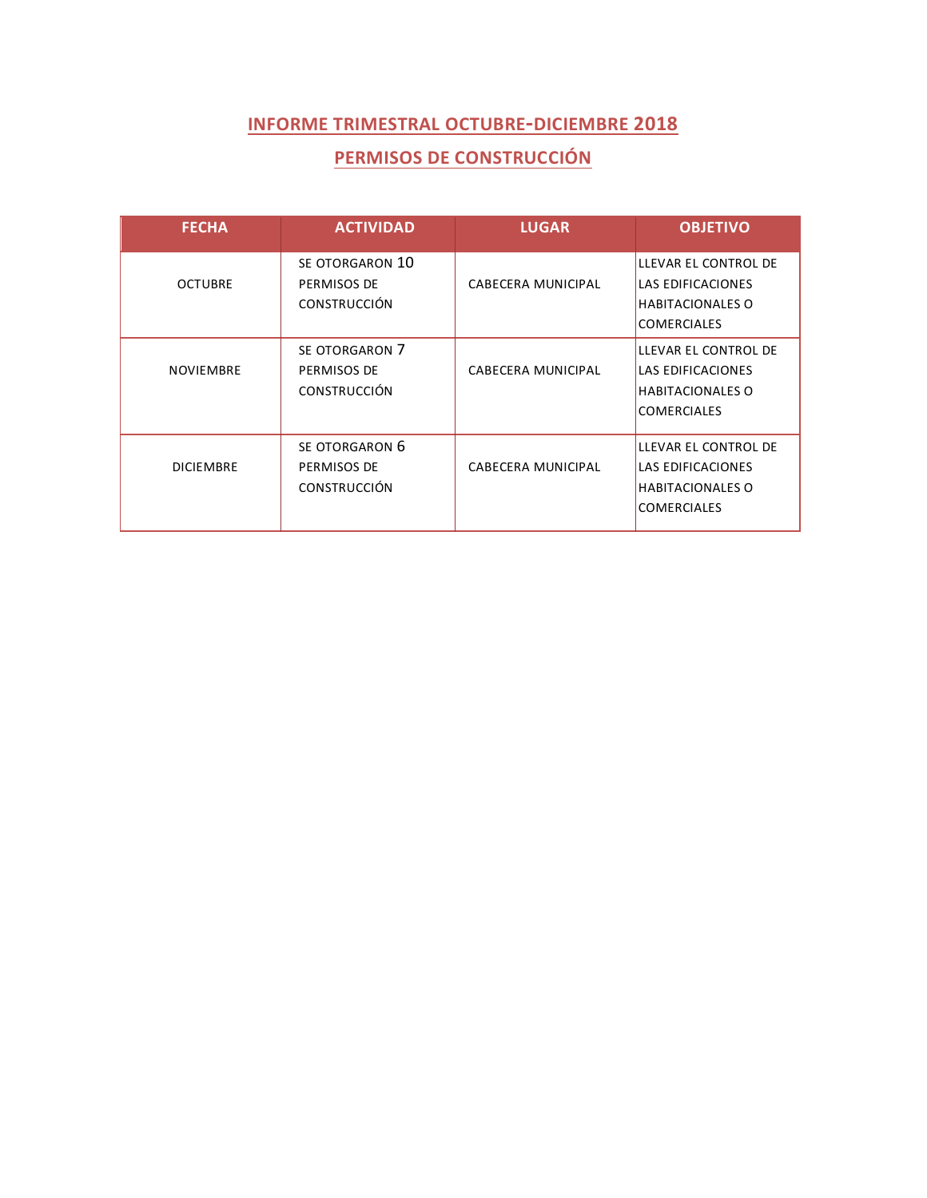## INFORME TRIMESTRAL OCTUBRE-DICIEMBRE 2018

## PERMISOS DE CONSTRUCCIÓN

| FECHA | ACTIVIDAD | LUGAR | OBJETIVO |
|---|---|---|---|
| OCTUBRE | SE OTORGARON 10 PERMISOS DE CONSTRUCCIÓN | CABECERA MUNICIPAL | LLEVAR EL CONTROL DE LAS EDIFICACIONES HABITACIONALES O COMERCIALES |
| NOVIEMBRE | SE OTORGARON 7 PERMISOS DE CONSTRUCCIÓN | CABECERA MUNICIPAL | LLEVAR EL CONTROL DE LAS EDIFICACIONES HABITACIONALES O COMERCIALES |
| DICIEMBRE | SE OTORGARON 6 PERMISOS DE CONSTRUCCIÓN | CABECERA MUNICIPAL | LLEVAR EL CONTROL DE LAS EDIFICACIONES HABITACIONALES O COMERCIALES |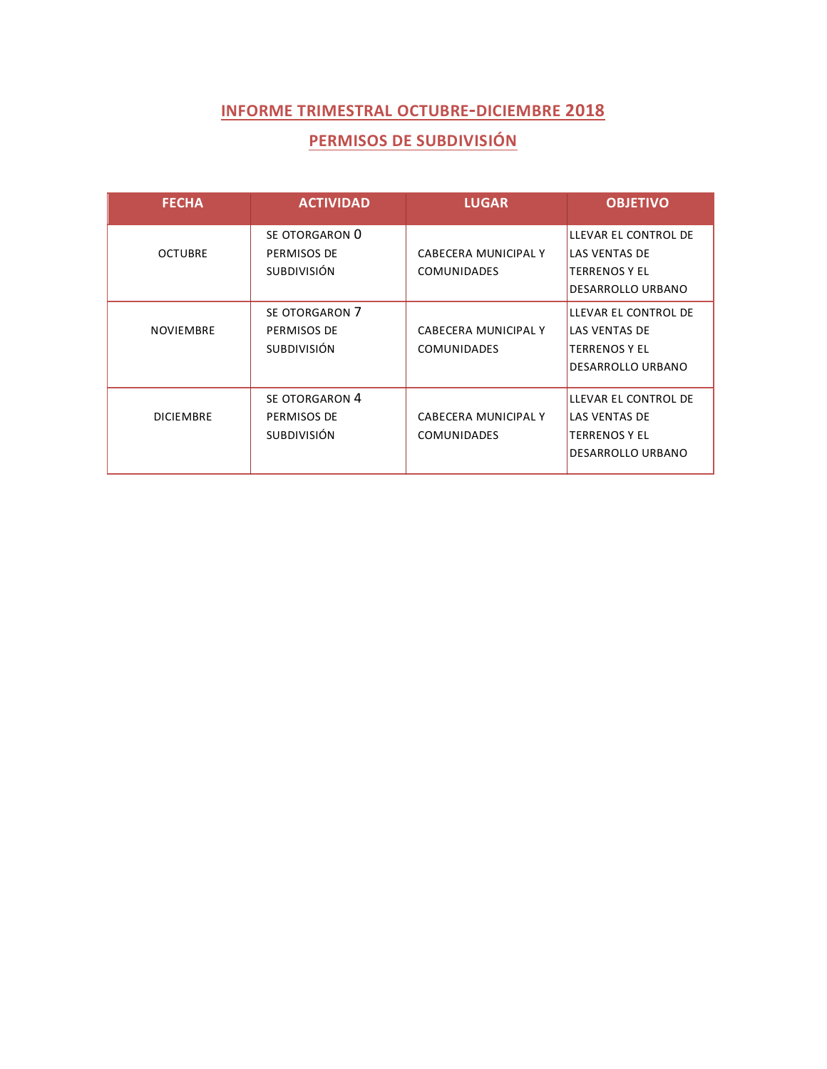## INFORME TRIMESTRAL OCTUBRE-DICIEMBRE 2018

## PERMISOS DE SUBDIVISIÓN

| FECHA | ACTIVIDAD | LUGAR | OBJETIVO |
|---|---|---|---|
| OCTUBRE | SE OTORGARON 0 PERMISOS DE SUBDIVISIÓN | CABECERA MUNICIPAL Y COMUNIDADES | LLEVAR EL CONTROL DE LAS VENTAS DE TERRENOS Y EL DESARROLLO URBANO |
| NOVIEMBRE | SE OTORGARON 7 PERMISOS DE SUBDIVISIÓN | CABECERA MUNICIPAL Y COMUNIDADES | LLEVAR EL CONTROL DE LAS VENTAS DE TERRENOS Y EL DESARROLLO URBANO |
| DICIEMBRE | SE OTORGARON 4 PERMISOS DE SUBDIVISIÓN | CABECERA MUNICIPAL Y COMUNIDADES | LLEVAR EL CONTROL DE LAS VENTAS DE TERRENOS Y EL DESARROLLO URBANO |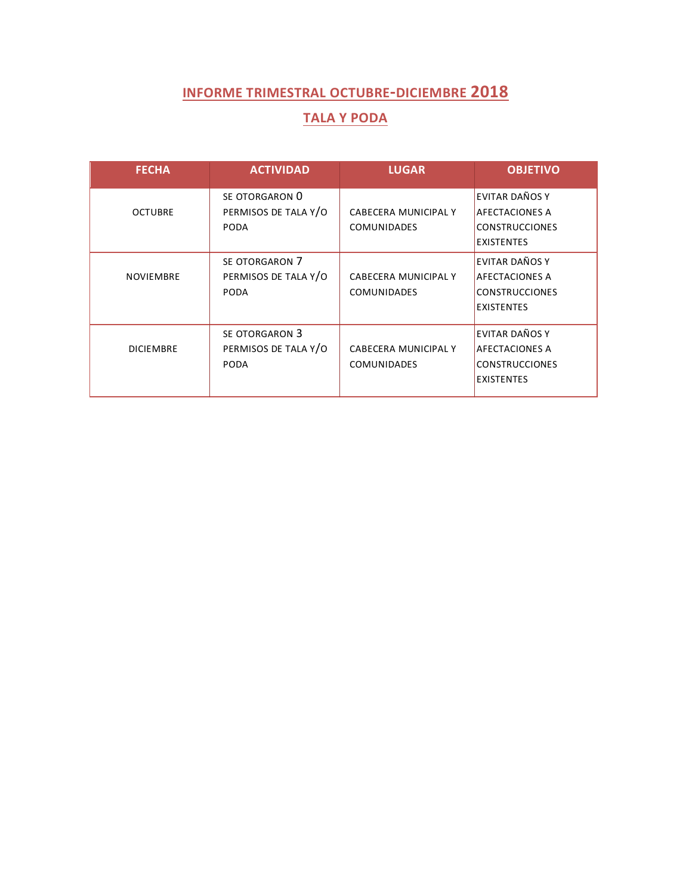# INFORME TRIMESTRAL OCTUBRE-DICIEMBRE 2018

## TALA Y PODA

| FECHA | ACTIVIDAD | LUGAR | OBJETIVO |
|---|---|---|---|
| OCTUBRE | SE OTORGARON 0 PERMISOS DE TALA Y/O PODA | CABECERA MUNICIPAL Y COMUNIDADES | EVITAR DAÑOS Y AFECTACIONES A CONSTRUCCIONES EXISTENTES |
| NOVIEMBRE | SE OTORGARON 7 PERMISOS DE TALA Y/O PODA | CABECERA MUNICIPAL Y COMUNIDADES | EVITAR DAÑOS Y AFECTACIONES A CONSTRUCCIONES EXISTENTES |
| DICIEMBRE | SE OTORGARON 3 PERMISOS DE TALA Y/O PODA | CABECERA MUNICIPAL Y COMUNIDADES | EVITAR DAÑOS Y AFECTACIONES A CONSTRUCCIONES EXISTENTES |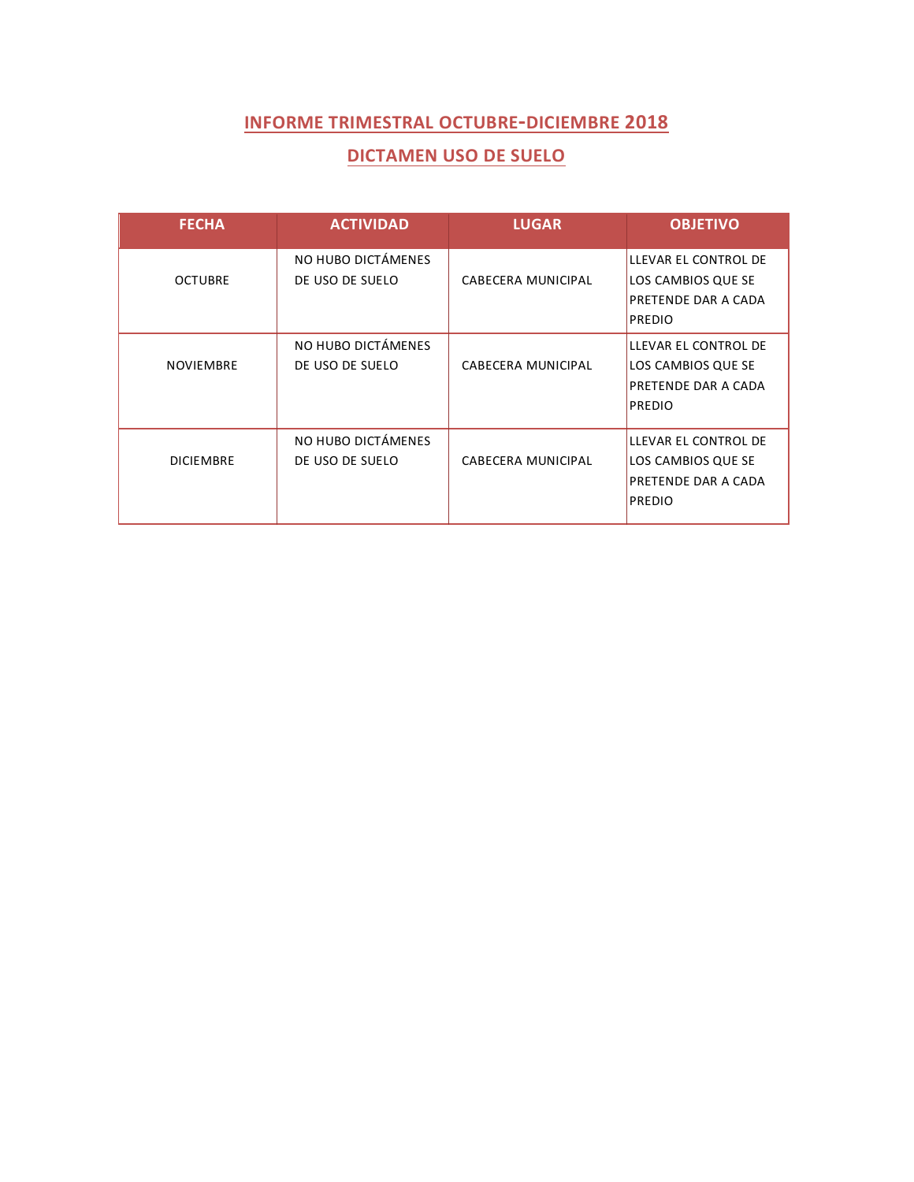## INFORME TRIMESTRAL OCTUBRE-DICIEMBRE 2018

## DICTAMEN USO DE SUELO

| FECHA | ACTIVIDAD | LUGAR | OBJETIVO |
|---|---|---|---|
| OCTUBRE | NO HUBO DICTÁMENES DE USO DE SUELO | CABECERA MUNICIPAL | LLEVAR EL CONTROL DE LOS CAMBIOS QUE SE PRETENDE DAR A CADA PREDIO |
| NOVIEMBRE | NO HUBO DICTÁMENES DE USO DE SUELO | CABECERA MUNICIPAL | LLEVAR EL CONTROL DE LOS CAMBIOS QUE SE PRETENDE DAR A CADA PREDIO |
| DICIEMBRE | NO HUBO DICTÁMENES DE USO DE SUELO | CABECERA MUNICIPAL | LLEVAR EL CONTROL DE LOS CAMBIOS QUE SE PRETENDE DAR A CADA PREDIO |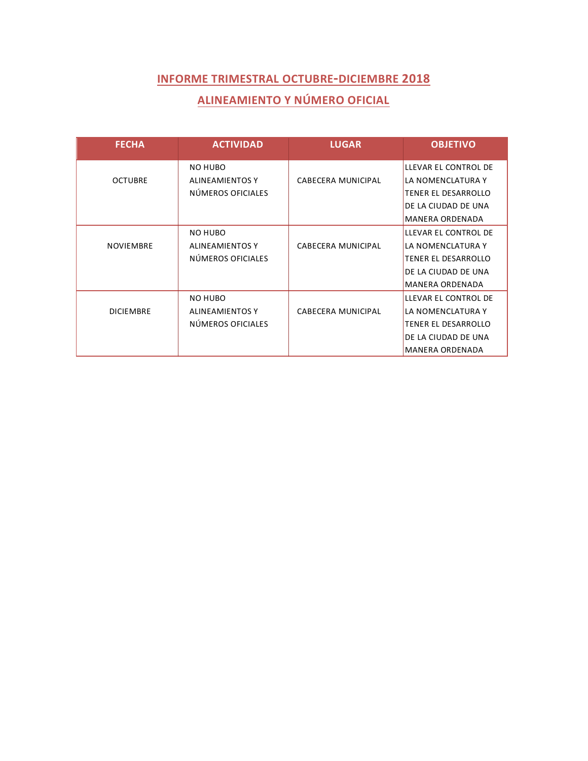## INFORME TRIMESTRAL OCTUBRE-DICIEMBRE 2018

## ALINEAMIENTO Y NÚMERO OFICIAL

| FECHA | ACTIVIDAD | LUGAR | OBJETIVO |
|---|---|---|---|
| OCTUBRE | NO HUBO ALINEAMIENTOS Y NÚMEROS OFICIALES | CABECERA MUNICIPAL | LLEVAR EL CONTROL DE LA NOMENCLATURA Y TENER EL DESARROLLO DE LA CIUDAD DE UNA MANERA ORDENADA |
| NOVIEMBRE | NO HUBO ALINEAMIENTOS Y NÚMEROS OFICIALES | CABECERA MUNICIPAL | LLEVAR EL CONTROL DE LA NOMENCLATURA Y TENER EL DESARROLLO DE LA CIUDAD DE UNA MANERA ORDENADA |
| DICIEMBRE | NO HUBO ALINEAMIENTOS Y NÚMEROS OFICIALES | CABECERA MUNICIPAL | LLEVAR EL CONTROL DE LA NOMENCLATURA Y TENER EL DESARROLLO DE LA CIUDAD DE UNA MANERA ORDENADA |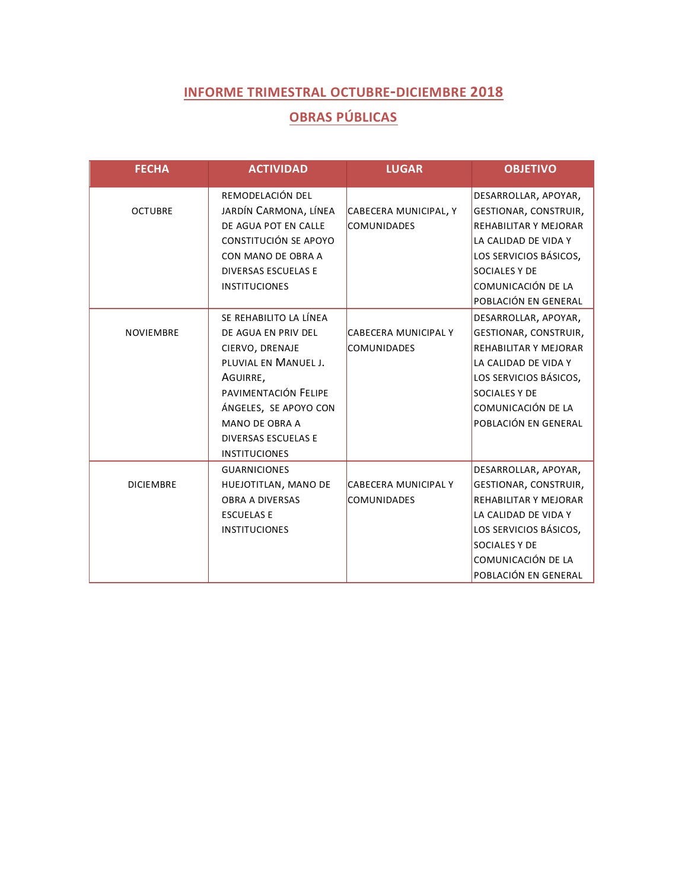# INFORME TRIMESTRAL OCTUBRE-DICIEMBRE 2018

## OBRAS PÚBLICAS

| FECHA | ACTIVIDAD | LUGAR | OBJETIVO |
|---|---|---|---|
| OCTUBRE | REMODELACIÓN DEL JARDÍN CARMONA, LÍNEA DE AGUA POT EN CALLE CONSTITUCIÓN SE APOYO CON MANO DE OBRA A DIVERSAS ESCUELAS E INSTITUCIONES | CABECERA MUNICIPAL, Y COMUNIDADES | DESARROLLAR, APOYAR, GESTIONAR, CONSTRUIR, REHABILITAR Y MEJORAR LA CALIDAD DE VIDA Y LOS SERVICIOS BÁSICOS, SOCIALES Y DE COMUNICACIÓN DE LA POBLACIÓN EN GENERAL |
| NOVIEMBRE | SE REHABILITO LA LÍNEA DE AGUA EN PRIV DEL CIERVO, DRENAJE PLUVIAL EN MANUEL J. AGUIRRE, PAVIMENTACIÓN FELIPE ÁNGELES, SE APOYO CON MANO DE OBRA A DIVERSAS ESCUELAS E INSTITUCIONES | CABECERA MUNICIPAL Y COMUNIDADES | DESARROLLAR, APOYAR, GESTIONAR, CONSTRUIR, REHABILITAR Y MEJORAR LA CALIDAD DE VIDA Y LOS SERVICIOS BÁSICOS, SOCIALES Y DE COMUNICACIÓN DE LA POBLACIÓN EN GENERAL |
| DICIEMBRE | GUARNICIONES HUEJOTITLAN, MANO DE OBRA A DIVERSAS ESCUELAS E INSTITUCIONES | CABECERA MUNICIPAL Y COMUNIDADES | DESARROLLAR, APOYAR, GESTIONAR, CONSTRUIR, REHABILITAR Y MEJORAR LA CALIDAD DE VIDA Y LOS SERVICIOS BÁSICOS, SOCIALES Y DE COMUNICACIÓN DE LA POBLACIÓN EN GENERAL |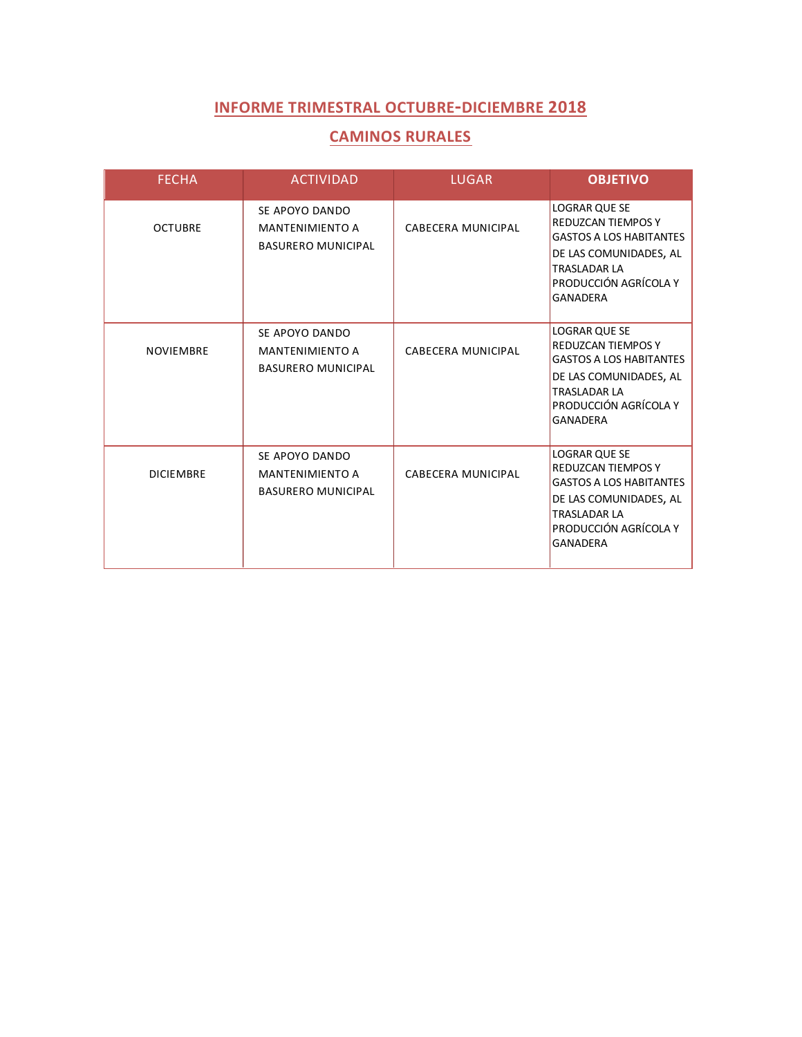## INFORME TRIMESTRAL OCTUBRE-DICIEMBRE 2018

## CAMINOS RURALES

| FECHA | ACTIVIDAD | LUGAR | **OBJETIVO** |
|---|---|---|---|
| OCTUBRE | SE APOYO DANDO MANTENIMIENTO A BASURERO MUNICIPAL | CABECERA MUNICIPAL | LOGRAR QUE SE REDUZCAN TIEMPOS Y GASTOS A LOS HABITANTES DE LAS COMUNIDADES, AL TRASLADAR LA PRODUCCIÓN AGRÍCOLA Y GANADERA |
| NOVIEMBRE | SE APOYO DANDO MANTENIMIENTO A BASURERO MUNICIPAL | CABECERA MUNICIPAL | LOGRAR QUE SE REDUZCAN TIEMPOS Y GASTOS A LOS HABITANTES DE LAS COMUNIDADES, AL TRASLADAR LA PRODUCCIÓN AGRÍCOLA Y GANADERA |
| DICIEMBRE | SE APOYO DANDO MANTENIMIENTO A BASURERO MUNICIPAL | CABECERA MUNICIPAL | LOGRAR QUE SE REDUZCAN TIEMPOS Y GASTOS A LOS HABITANTES DE LAS COMUNIDADES, AL TRASLADAR LA PRODUCCIÓN AGRÍCOLA Y GANADERA |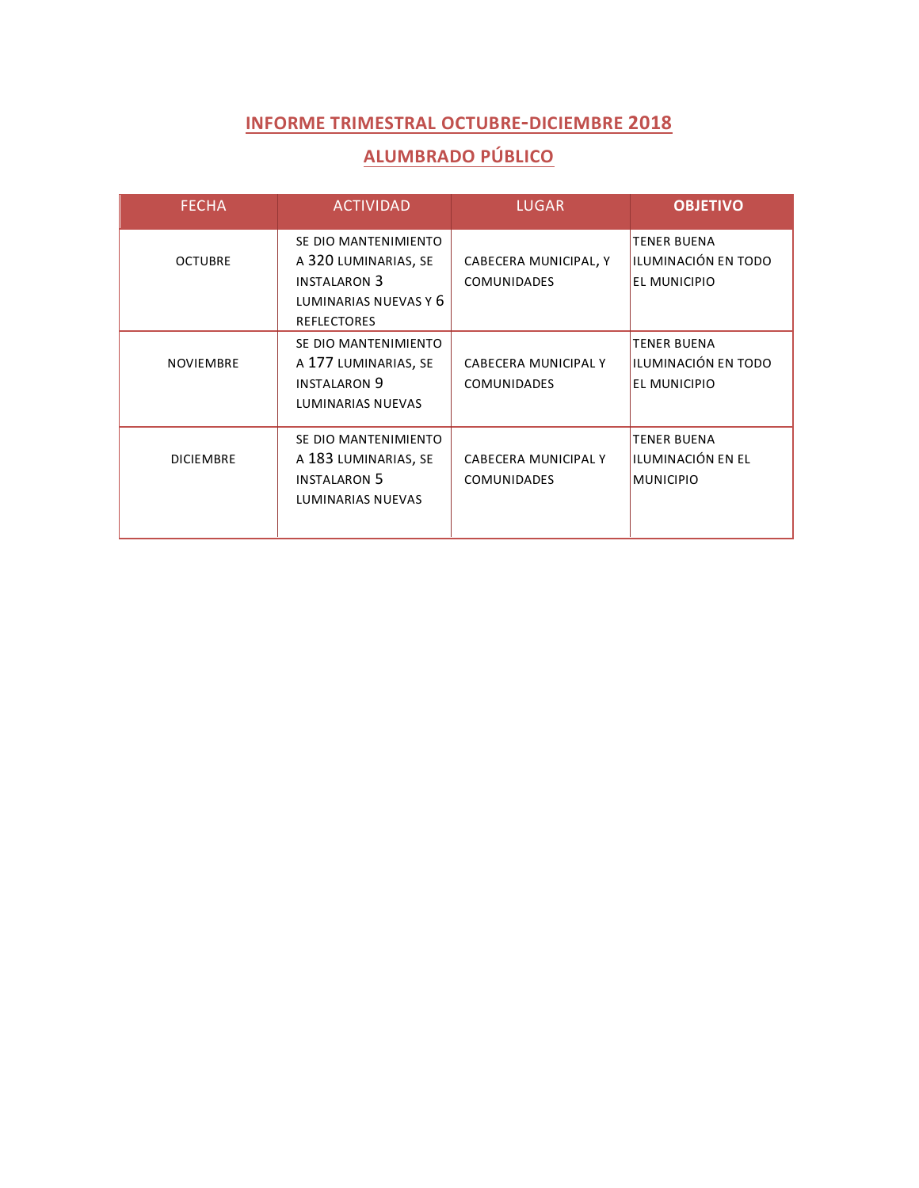# INFORME TRIMESTRAL OCTUBRE-DICIEMBRE 2018

## ALUMBRADO PÚBLICO

| FECHA | ACTIVIDAD | LUGAR | **OBJETIVO** |
|---|---|---|---|
| OCTUBRE | SE DIO MANTENIMIENTO A 320 LUMINARIAS, SE INSTALARON 3 LUMINARIAS NUEVAS Y 6 REFLECTORES | CABECERA MUNICIPAL, Y COMUNIDADES | TENER BUENA ILUMINACIÓN EN TODO EL MUNICIPIO |
| NOVIEMBRE | SE DIO MANTENIMIENTO A 177 LUMINARIAS, SE INSTALARON 9 LUMINARIAS NUEVAS | CABECERA MUNICIPAL Y COMUNIDADES | TENER BUENA ILUMINACIÓN EN TODO EL MUNICIPIO |
| DICIEMBRE | SE DIO MANTENIMIENTO A 183 LUMINARIAS, SE INSTALARON 5 LUMINARIAS NUEVAS | CABECERA MUNICIPAL Y COMUNIDADES | TENER BUENA ILUMINACIÓN EN EL MUNICIPIO |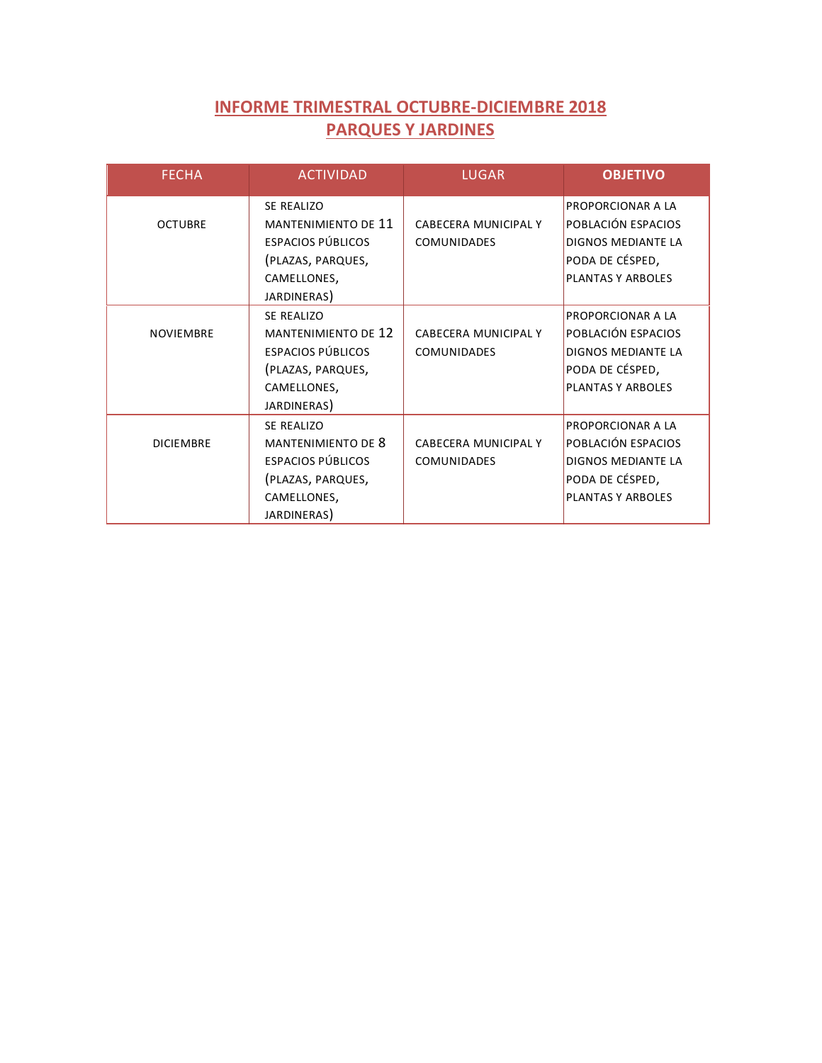# INFORME TRIMESTRAL OCTUBRE-DICIEMBRE 2018
## PARQUES Y JARDINES

| FECHA | ACTIVIDAD | LUGAR | **OBJETIVO** |
|---|---|---|---|
| OCTUBRE | SE REALIZO MANTENIMIENTO DE 11 ESPACIOS PÚBLICOS (PLAZAS, PARQUES, CAMELLONES, JARDINERAS) | CABECERA MUNICIPAL Y COMUNIDADES | PROPORCIONAR A LA POBLACIÓN ESPACIOS DIGNOS MEDIANTE LA PODA DE CÉSPED, PLANTAS Y ARBOLES |
| NOVIEMBRE | SE REALIZO MANTENIMIENTO DE 12 ESPACIOS PÚBLICOS (PLAZAS, PARQUES, CAMELLONES, JARDINERAS) | CABECERA MUNICIPAL Y COMUNIDADES | PROPORCIONAR A LA POBLACIÓN ESPACIOS DIGNOS MEDIANTE LA PODA DE CÉSPED, PLANTAS Y ARBOLES |
| DICIEMBRE | SE REALIZO MANTENIMIENTO DE 8 ESPACIOS PÚBLICOS (PLAZAS, PARQUES, CAMELLONES, JARDINERAS) | CABECERA MUNICIPAL Y COMUNIDADES | PROPORCIONAR A LA POBLACIÓN ESPACIOS DIGNOS MEDIANTE LA PODA DE CÉSPED, PLANTAS Y ARBOLES |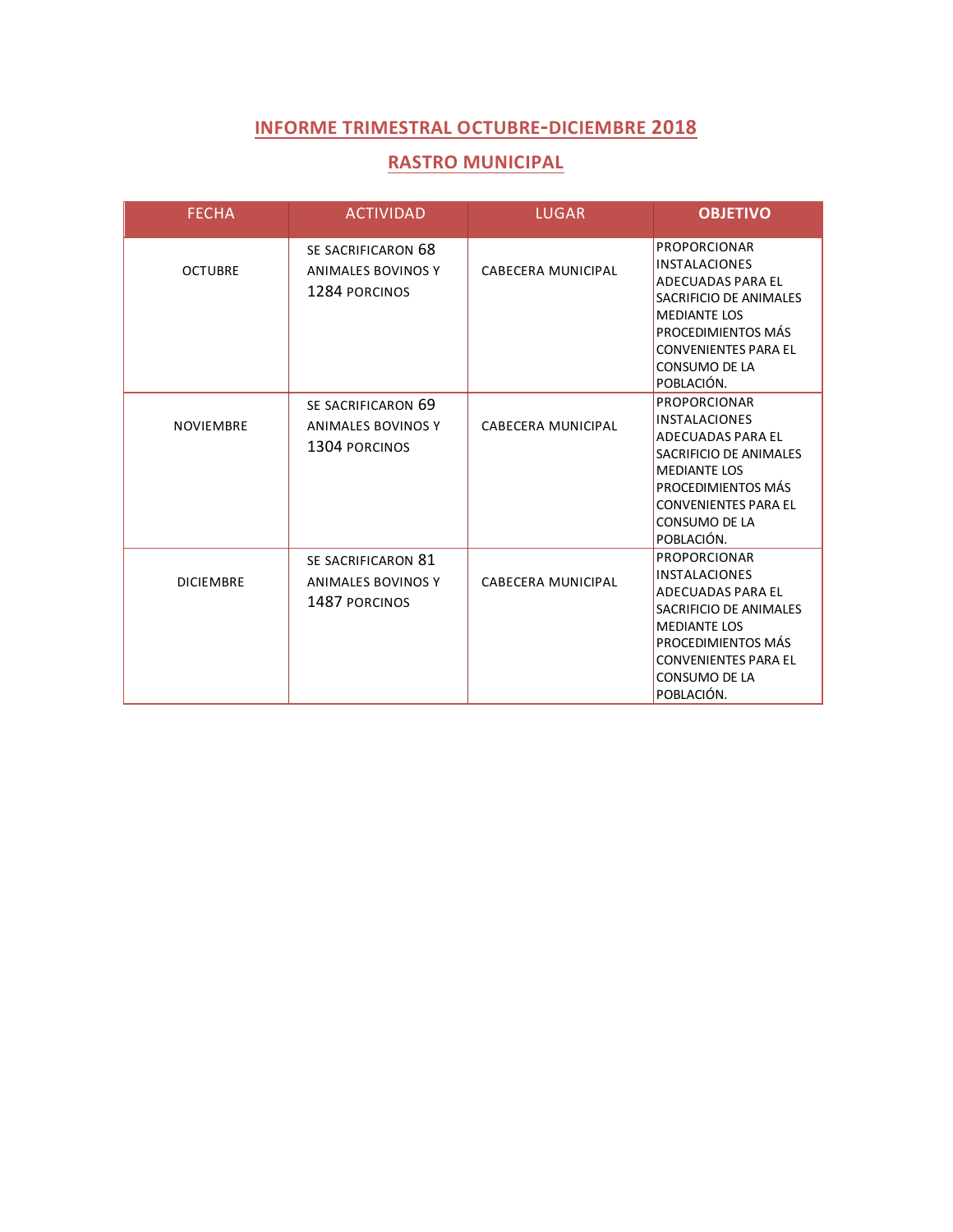## INFORME TRIMESTRAL OCTUBRE-DICIEMBRE 2018

## RASTRO MUNICIPAL

| FECHA | ACTIVIDAD | LUGAR | **OBJETIVO** |
|---|---|---|---|
| OCTUBRE | SE SACRIFICARON 68 ANIMALES BOVINOS Y 1284 PORCINOS | CABECERA MUNICIPAL | PROPORCIONAR INSTALACIONES ADECUADAS PARA EL SACRIFICIO DE ANIMALES MEDIANTE LOS PROCEDIMIENTOS MÁS CONVENIENTES PARA EL CONSUMO DE LA POBLACIÓN. |
| NOVIEMBRE | SE SACRIFICARON 69 ANIMALES BOVINOS Y 1304 PORCINOS | CABECERA MUNICIPAL | PROPORCIONAR INSTALACIONES ADECUADAS PARA EL SACRIFICIO DE ANIMALES MEDIANTE LOS PROCEDIMIENTOS MÁS CONVENIENTES PARA EL CONSUMO DE LA POBLACIÓN. |
| DICIEMBRE | SE SACRIFICARON 81 ANIMALES BOVINOS Y 1487 PORCINOS | CABECERA MUNICIPAL | PROPORCIONAR INSTALACIONES ADECUADAS PARA EL SACRIFICIO DE ANIMALES MEDIANTE LOS PROCEDIMIENTOS MÁS CONVENIENTES PARA EL CONSUMO DE LA POBLACIÓN. |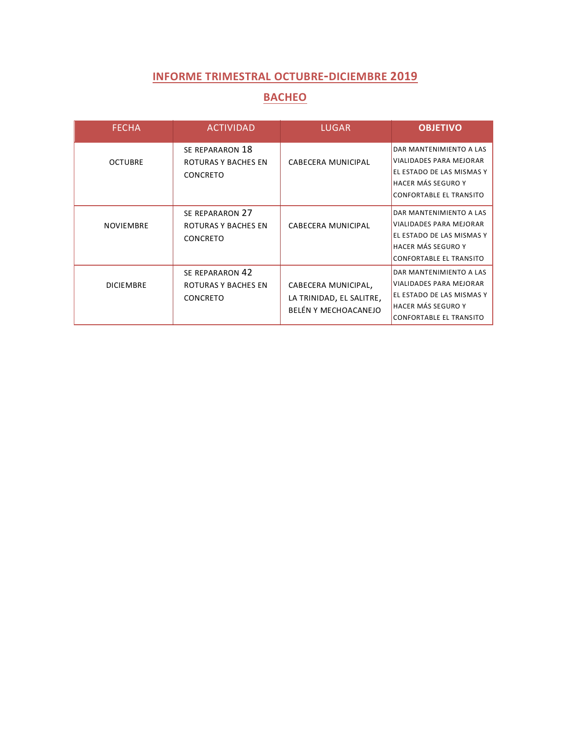## INFORME TRIMESTRAL OCTUBRE-DICIEMBRE 2019

## BACHEO

| FECHA | ACTIVIDAD | LUGAR | **OBJETIVO** |
|---|---|---|---|
| OCTUBRE | SE REPARARON 18 ROTURAS Y BACHES EN CONCRETO | CABECERA MUNICIPAL | DAR MANTENIMIENTO A LAS VIALIDADES PARA MEJORAR EL ESTADO DE LAS MISMAS Y HACER MÁS SEGURO Y CONFORTABLE EL TRANSITO |
| NOVIEMBRE | SE REPARARON 27 ROTURAS Y BACHES EN CONCRETO | CABECERA MUNICIPAL | DAR MANTENIMIENTO A LAS VIALIDADES PARA MEJORAR EL ESTADO DE LAS MISMAS Y HACER MÁS SEGURO Y CONFORTABLE EL TRANSITO |
| DICIEMBRE | SE REPARARON 42 ROTURAS Y BACHES EN CONCRETO | CABECERA MUNICIPAL, LA TRINIDAD, EL SALITRE, BELÉN Y MECHOACANEJO | DAR MANTENIMIENTO A LAS VIALIDADES PARA MEJORAR EL ESTADO DE LAS MISMAS Y HACER MÁS SEGURO Y CONFORTABLE EL TRANSITO |